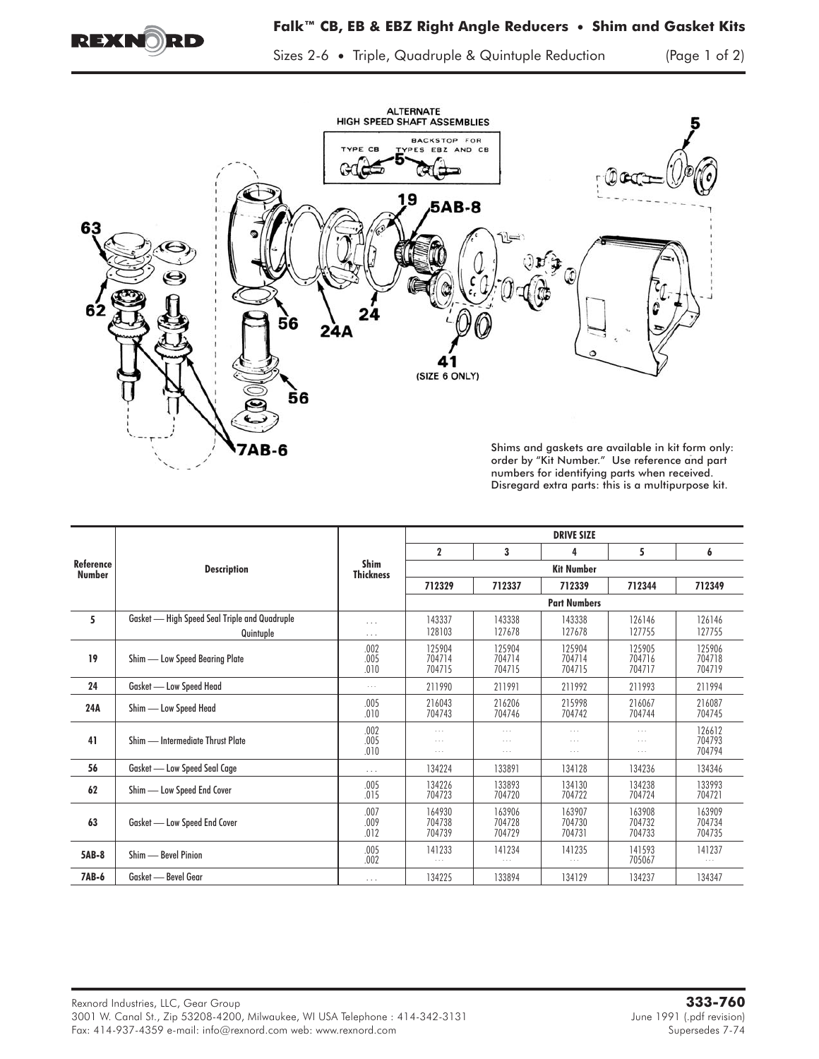# Falk™ CB, EB & EBZ Right Angle Reducers • Shim and Gasket Kits

Sizes 2-6 • Triple, Quadruple & Quintuple Reduction

Shims and gaskets are available in kit form only: order by "Kit Number." Use reference and part numbers for identifying parts when received. Disregard extra parts: this is a multipurpose kit.

| Reference Number | Description | Shim Thickness | Drive Size 2 | Drive Size 3 | Drive Size 4 | Drive Size 5 | Drive Size 6 |
|---|---|---|---|---|---|---|---|
| | | **Kit Number** | 712329 | 712337 | 712339 | 712344 | 712349 |
| | | | **Part Numbers** | | | | |
| 5 | Gasket — High Speed Seal Triple and Quadruple | . . . | 143337 | 143338 | 143338 | 126146 | 126146 |
| | Quintuple | . . . | 128103 | 127678 | 127678 | 127755 | 127755 |
| 19 | Shim — Low Speed Bearing Plate | .002 | 125904 | 125904 | 125904 | 125905 | 125906 |
| | | .005 | 704714 | 704714 | 704714 | 704716 | 704718 |
| | | .010 | 704715 | 704715 | 704715 | 704717 | 704719 |
| 24 | Gasket — Low Speed Head | . . . | 211990 | 211991 | 211992 | 211993 | 211994 |
| 24A | Shim — Low Speed Head | .005 | 216043 | 216206 | 215998 | 216067 | 216087 |
| | | .010 | 704743 | 704746 | 704742 | 704744 | 704745 |
| 41 | Shim — Intermediate Thrust Plate | .002 | . . . | . . . | . . . | . . . | 126612 |
| | | .005 | . . . | . . . | . . . | . . . | 704793 |
| | | .010 | . . . | . . . | . . . | . . . | 704794 |
| 56 | Gasket — Low Speed Seal Cage | . . . | 134224 | 133891 | 134128 | 134236 | 134346 |
| 62 | Shim — Low Speed End Cover | .005 | 134226 | 133893 | 134130 | 134238 | 133993 |
| | | .015 | 704723 | 704720 | 704722 | 704724 | 704721 |
| 63 | Gasket — Low Speed End Cover | .007 | 164930 | 163906 | 163907 | 163908 | 163909 |
| | | .009 | 704738 | 704728 | 704730 | 704732 | 704734 |
| | | .012 | 704739 | 704729 | 704731 | 704733 | 704735 |
| 5AB-8 | Shim — Bevel Pinion | .005 | 141233 | 141234 | 141235 | 141593 | 141237 |
| | | .002 | . . . | . . . | . . . | 705067 | . . . |
| 7AB-6 | Gasket — Bevel Gear | . . . | 134225 | 133894 | 134129 | 134237 | 134347 |

Rexnord Industries, LLC, Gear Group
3001 W. Canal St., Zip 53208-4200, Milwaukee, WI USA Telephone : 414-342-3131
Fax: 414-937-4359 e-mail: info@rexnord.com web: www.rexnord.com

**333-760**
June 1991 (.pdf revision)
Supersedes 7-74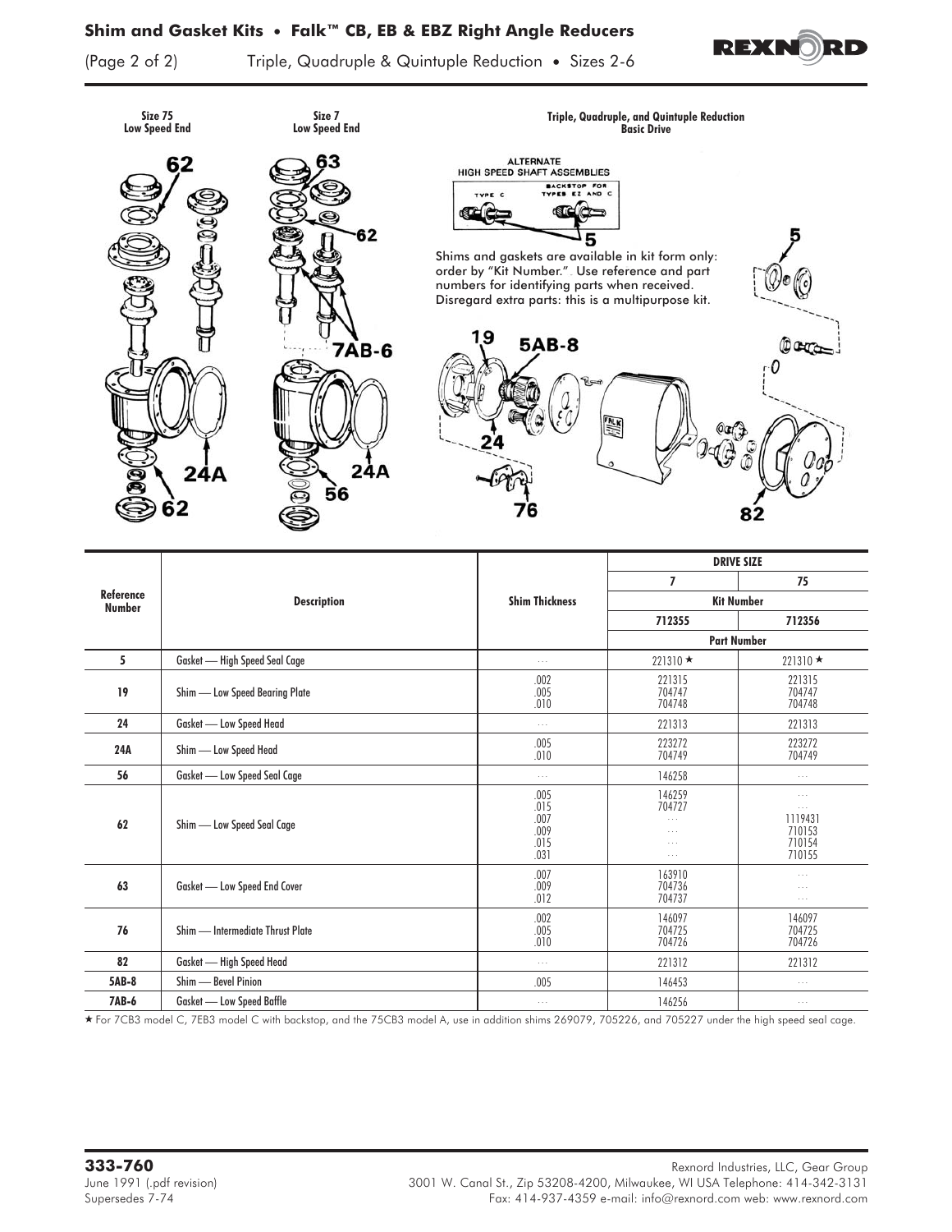# Shim and Gasket Kits • Falk™ CB, EB & EBZ Right Angle Reducers

Triple, Quadruple & Quintuple Reduction • Sizes 2-6

Size 75 Low Speed End

Size 7 Low Speed End

Triple, Quadruple, and Quintuple Reduction Basic Drive

ALTERNATE HIGH SPEED SHAFT ASSEMBLIES

TYPE C

BACKSTOP FOR TYPES EZ AND C

Shims and gaskets are available in kit form only: order by "Kit Number.". Use reference and part numbers for identifying parts when received. Disregard extra parts: this is a multipurpose kit.

| Reference Number | Description | Shim Thickness | DRIVE SIZE | |
|---|---|---|---|---|
| | | | 7 | 75 |
| | | | Kit Number | |
| | | | 712355 | 712356 |
| | | | Part Number | |
| 5 | Gasket — High Speed Seal Cage | ... | 221310 ★ | 221310 ★ |
| 19 | Shim — Low Speed Bearing Plate | .002<br>.005<br>.010 | 221315<br>704747<br>704748 | 221315<br>704747<br>704748 |
| 24 | Gasket — Low Speed Head | ... | 221313 | 221313 |
| 24A | Shim — Low Speed Head | .005<br>.010 | 223272<br>704749 | 223272<br>704749 |
| 56 | Gasket — Low Speed Seal Cage | ... | 146258 | ... |
| 62 | Shim — Low Speed Seal Cage | .005<br>.015<br>.007<br>.009<br>.015<br>.031 | 146259<br>704727<br>...<br>...<br>...<br>... | ...<br>...<br>1119431<br>710153<br>710154<br>710155 |
| 63 | Gasket — Low Speed End Cover | .007<br>.009<br>.012 | 163910<br>704736<br>704737 | ...<br>...<br>... |
| 76 | Shim — Intermediate Thrust Plate | .002<br>.005<br>.010 | 146097<br>704725<br>704726 | 146097<br>704725<br>704726 |
| 82 | Gasket — High Speed Head | ... | 221312 | 221312 |
| 5AB-8 | Shim — Bevel Pinion | .005 | 146453 | ... |
| 7AB-6 | Gasket — Low Speed Baffle | ... | 146256 | ... |

★ For 7CB3 model C, 7EB3 model C with backstop, and the 75CB3 model A, use in addition shims 269079, 705226, and 705227 under the high speed seal cage.

**333-760**
June 1991 (.pdf revision)
Supersedes 7-74

Rexnord Industries, LLC, Gear Group
3001 W. Canal St., Zip 53208-4200, Milwaukee, WI USA Telephone: 414-342-3131
Fax: 414-937-4359 e-mail: info@rexnord.com web: www.rexnord.com